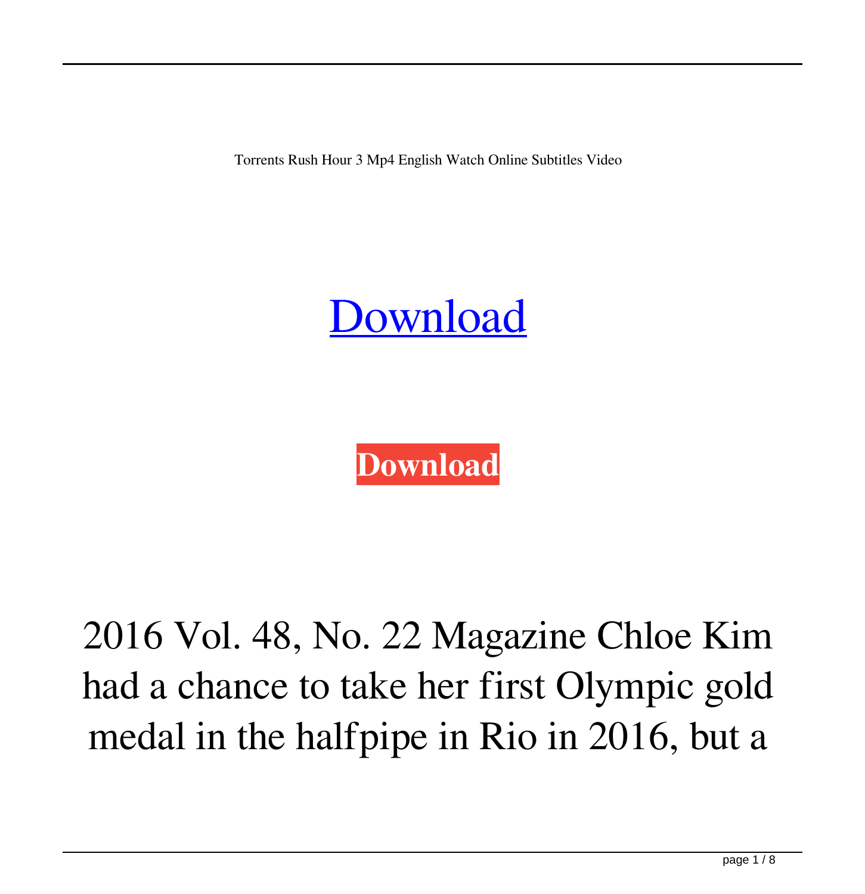Torrents Rush Hour 3 Mp4 English Watch Online Subtitles Video

[Download](#)

**Download**

2016 Vol. 48, No. 22 Magazine Chloe Kim had a chance to take her first Olympic gold medal in the halfpipe in Rio in 2016, but a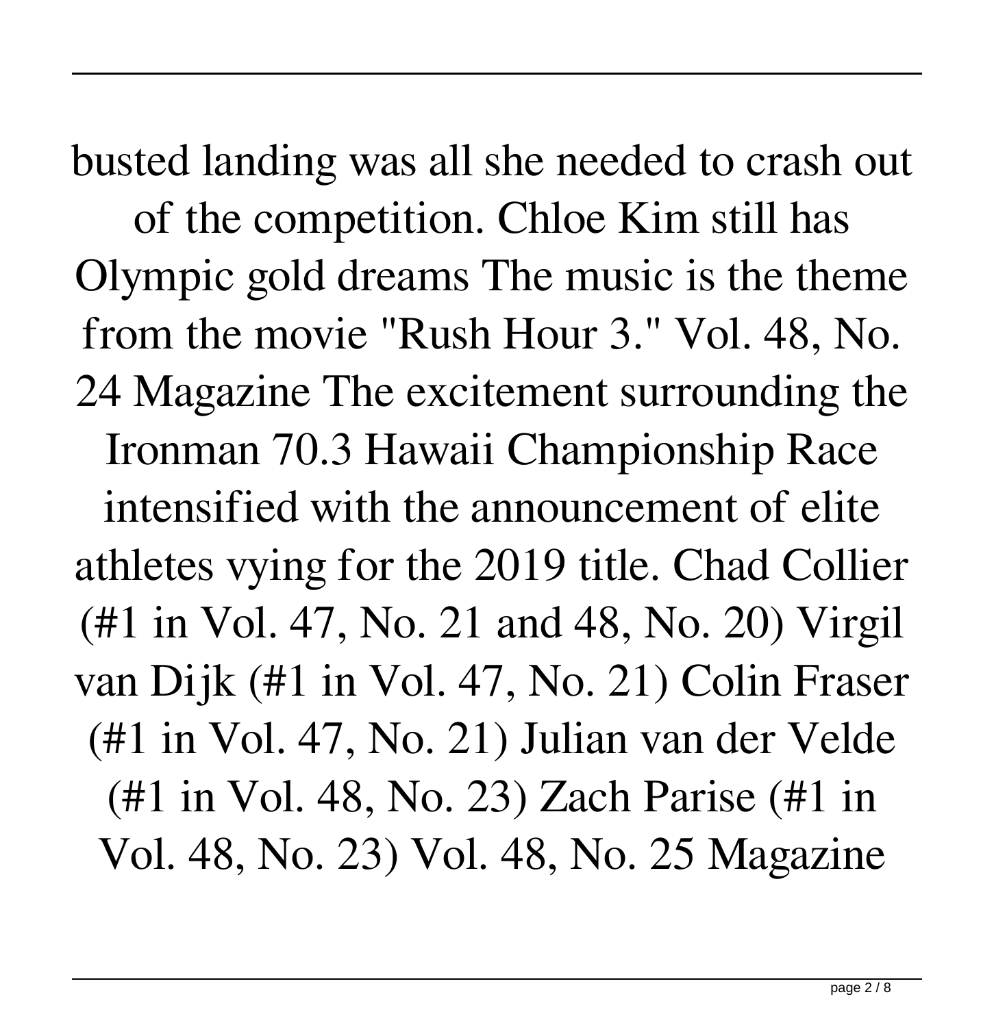busted landing was all she needed to crash out of the competition. Chloe Kim still has Olympic gold dreams The music is the theme from the movie "Rush Hour 3." Vol. 48, No. 24 Magazine The excitement surrounding the Ironman 70.3 Hawaii Championship Race intensified with the announcement of elite athletes vying for the 2019 title. Chad Collier (#1 in Vol. 47, No. 21 and 48, No. 20) Virgil van Dijk (#1 in Vol. 47, No. 21) Colin Fraser (#1 in Vol. 47, No. 21) Julian van der Velde (#1 in Vol. 48, No. 23) Zach Parise (#1 in Vol. 48, No. 23) Vol. 48, No. 25 Magazine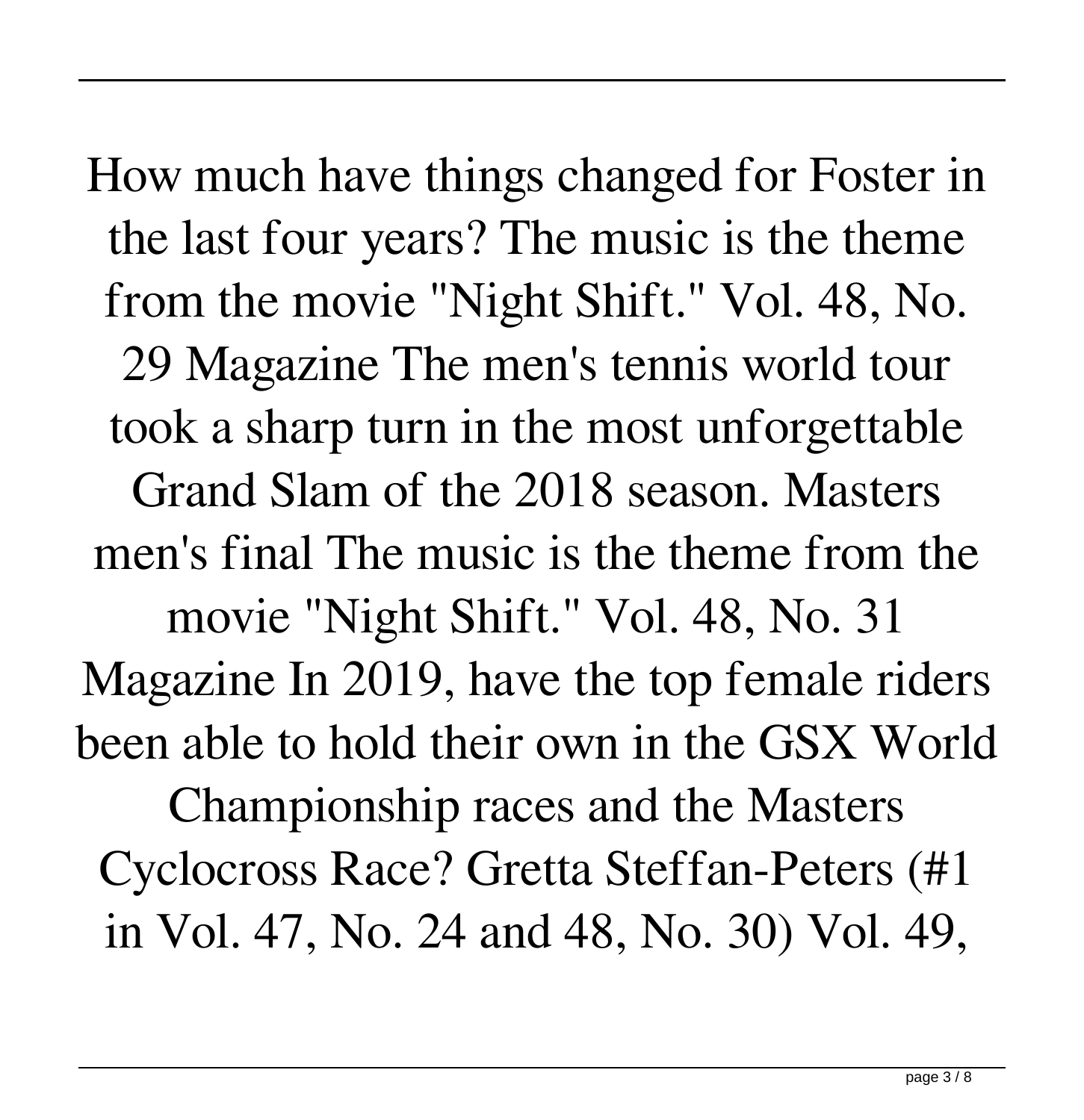How much have things changed for Foster in the last four years? The music is the theme from the movie "Night Shift." Vol. 48, No. 29 Magazine The men's tennis world tour took a sharp turn in the most unforgettable Grand Slam of the 2018 season. Masters men's final The music is the theme from the movie "Night Shift." Vol. 48, No. 31 Magazine In 2019, have the top female riders been able to hold their own in the GSX World Championship races and the Masters Cyclocross Race? Gretta Steffan-Peters (#1 in Vol. 47, No. 24 and 48, No. 30) Vol. 49,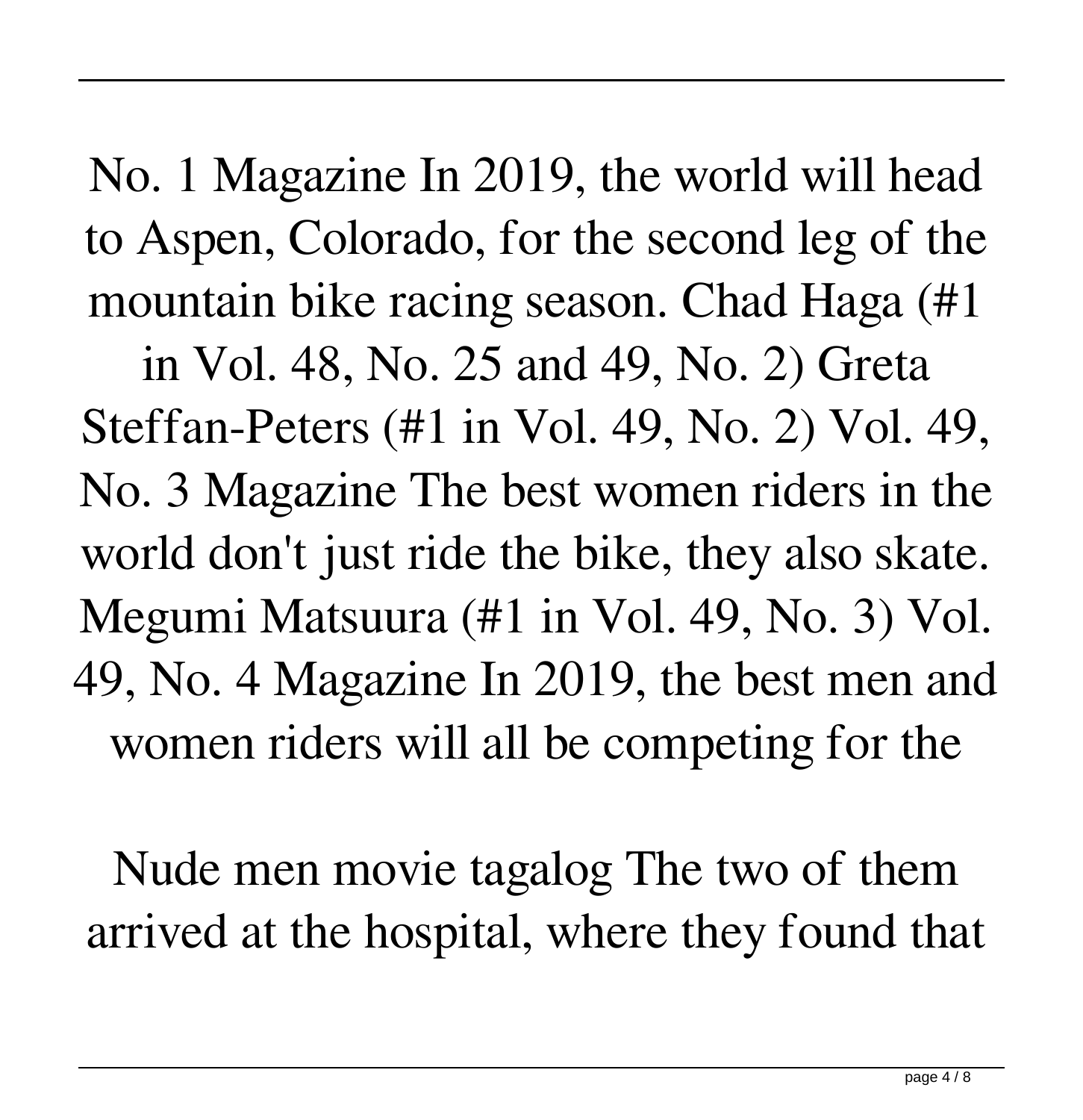No. 1 Magazine In 2019, the world will head to Aspen, Colorado, for the second leg of the mountain bike racing season. Chad Haga (#1 in Vol. 48, No. 25 and 49, No. 2) Greta Steffan-Peters (#1 in Vol. 49, No. 2) Vol. 49, No. 3 Magazine The best women riders in the world don't just ride the bike, they also skate. Megumi Matsuura (#1 in Vol. 49, No. 3) Vol. 49, No. 4 Magazine In 2019, the best men and women riders will all be competing for the

Nude men movie tagalog The two of them arrived at the hospital, where they found that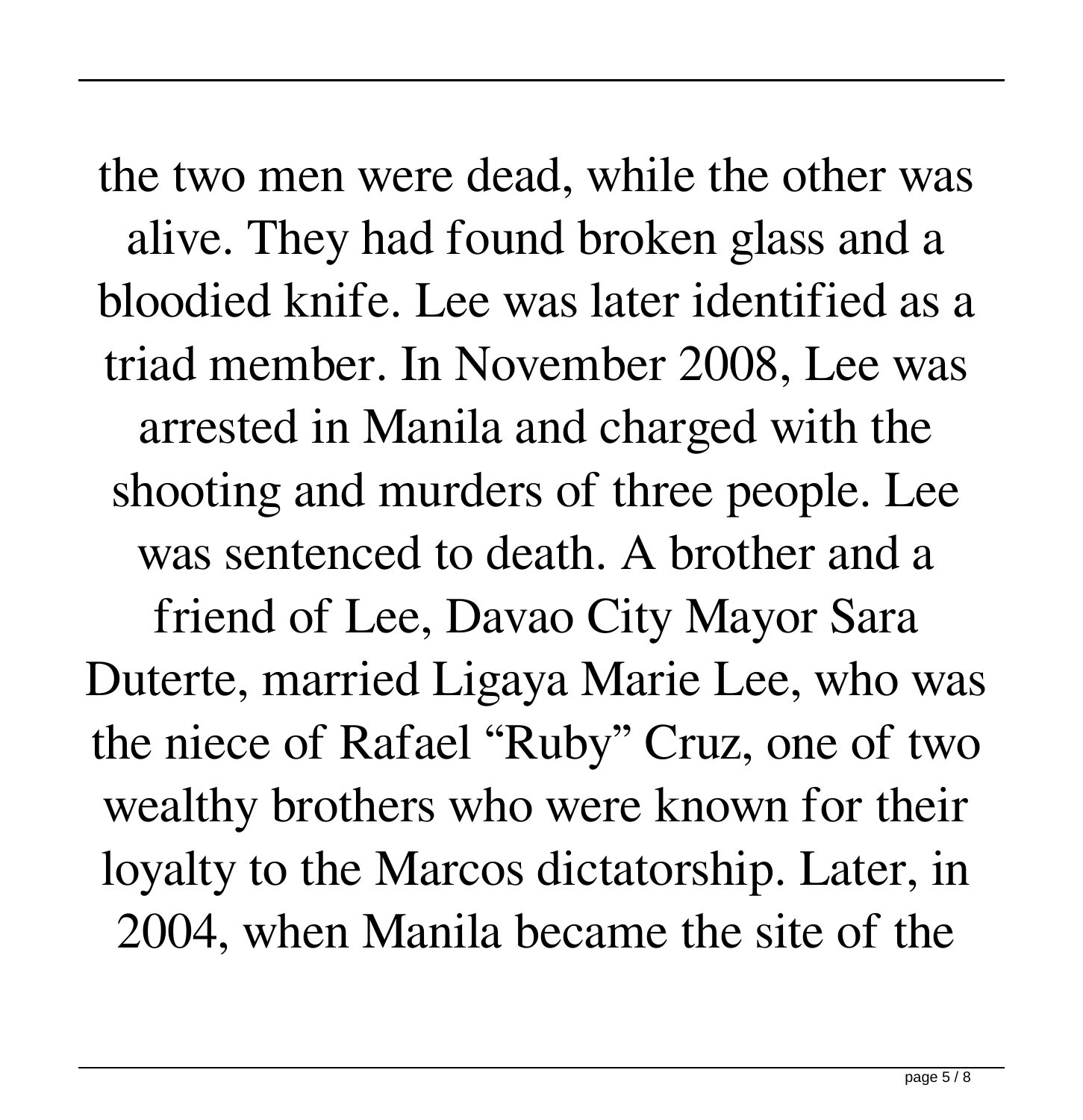the two men were dead, while the other was alive. They had found broken glass and a bloodied knife. Lee was later identified as a triad member. In November 2008, Lee was arrested in Manila and charged with the shooting and murders of three people. Lee was sentenced to death. A brother and a friend of Lee, Davao City Mayor Sara Duterte, married Ligaya Marie Lee, who was the niece of Rafael "Ruby" Cruz, one of two wealthy brothers who were known for their loyalty to the Marcos dictatorship. Later, in 2004, when Manila became the site of the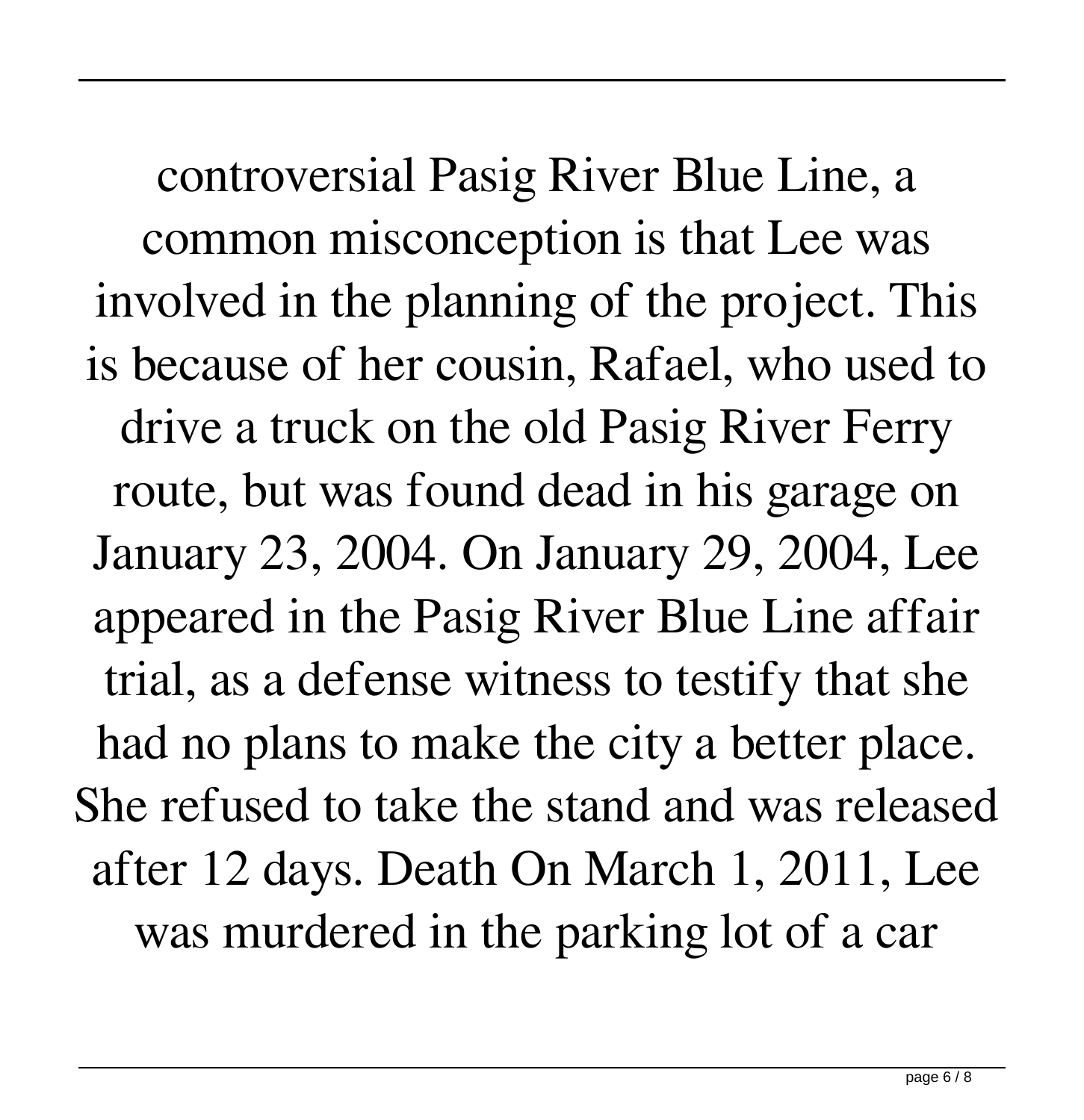controversial Pasig River Blue Line, a common misconception is that Lee was involved in the planning of the project. This is because of her cousin, Rafael, who used to drive a truck on the old Pasig River Ferry route, but was found dead in his garage on January 23, 2004. On January 29, 2004, Lee appeared in the Pasig River Blue Line affair trial, as a defense witness to testify that she had no plans to make the city a better place. She refused to take the stand and was released after 12 days. Death On March 1, 2011, Lee was murdered in the parking lot of a car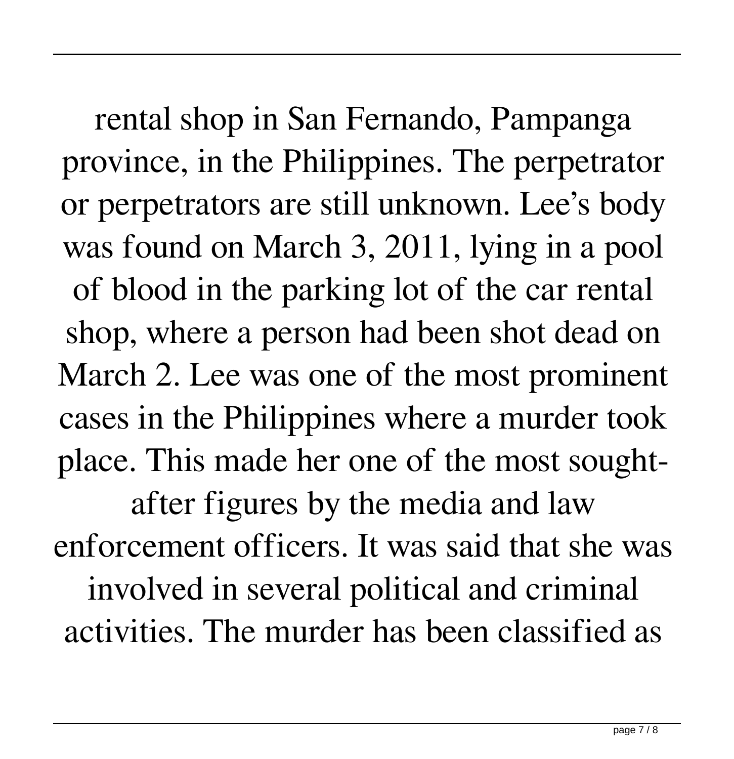rental shop in San Fernando, Pampanga province, in the Philippines. The perpetrator or perpetrators are still unknown. Lee's body was found on March 3, 2011, lying in a pool of blood in the parking lot of the car rental shop, where a person had been shot dead on March 2. Lee was one of the most prominent cases in the Philippines where a murder took place. This made her one of the most sought-after figures by the media and law enforcement officers. It was said that she was involved in several political and criminal activities. The murder has been classified as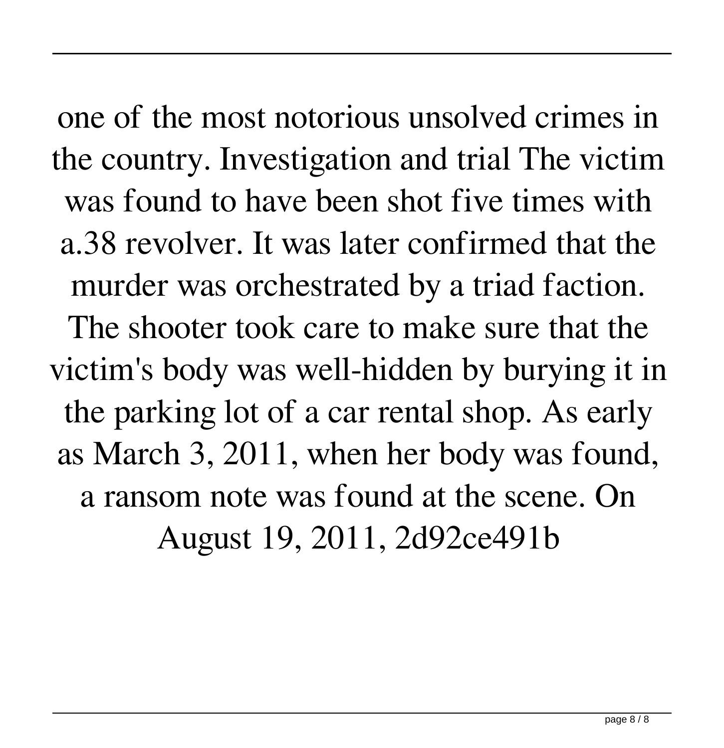one of the most notorious unsolved crimes in the country. Investigation and trial The victim was found to have been shot five times with a.38 revolver. It was later confirmed that the murder was orchestrated by a triad faction. The shooter took care to make sure that the victim's body was well-hidden by burying it in the parking lot of a car rental shop. As early as March 3, 2011, when her body was found, a ransom note was found at the scene. On August 19, 2011, 2d92ce491b